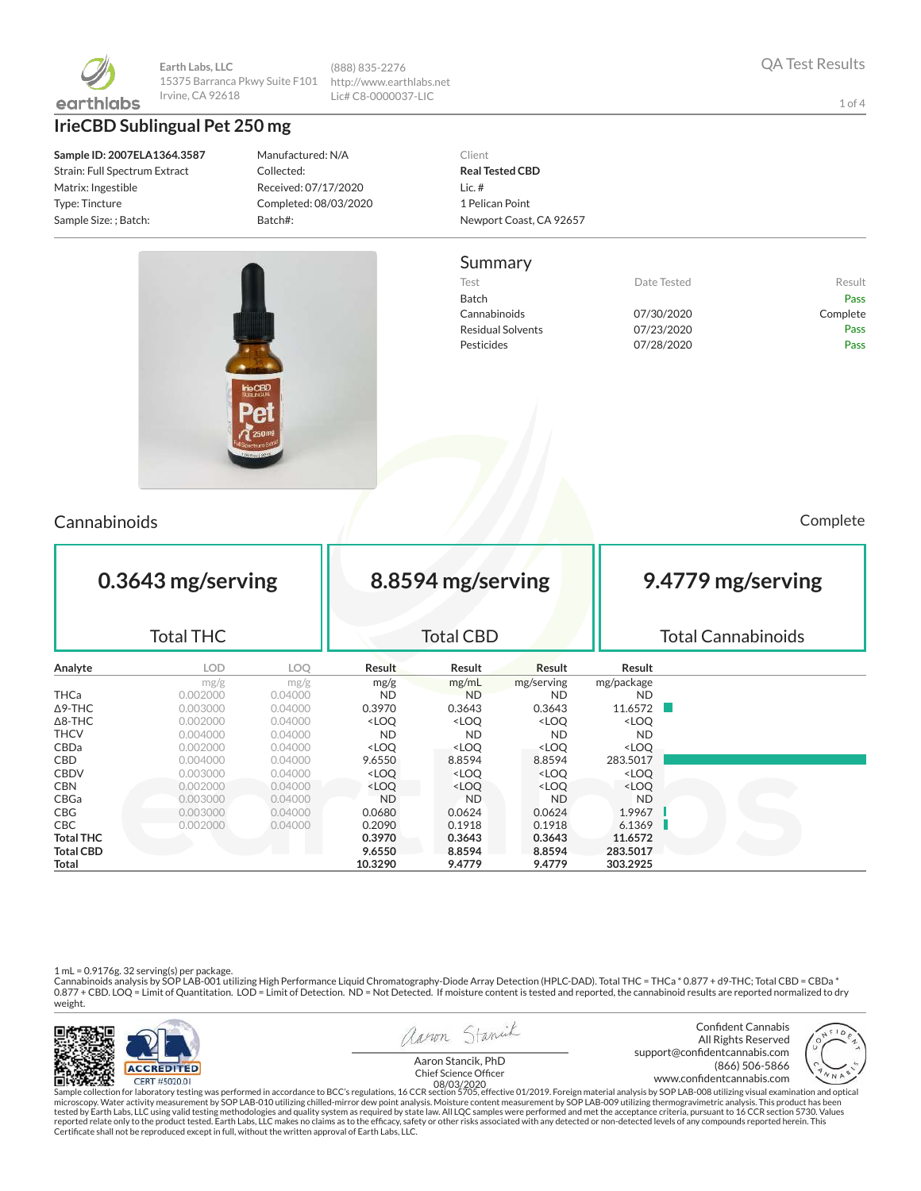Earth Labs, LLC
15375 Barranca Pkwy Suite F101
Irvine, CA 92618

(888) 835-2276
http://www.earthlabs.net
Lic# C8-0000037-LIC

QA Test Results

# IrieCBD Sublingual Pet 250 mg

**Sample ID: 2007ELA1364.3587**
Strain: Full Spectrum Extract
Matrix: Ingestible
Type: Tincture
Sample Size: ; Batch:

Manufactured: N/A
Collected:
Received: 07/17/2020
Completed: 08/03/2020
Batch#:

Client
**Real Tested CBD**
Lic. #
1 Pelican Point
Newport Coast, CA 92657

## Summary

| Test | Date Tested | Result |
|---|---|---|
| Batch | | Pass |
| Cannabinoids | 07/30/2020 | Complete |
| Residual Solvents | 07/23/2020 | Pass |
| Pesticides | 07/28/2020 | Pass |

## Cannabinoids

Complete

| 0.3643 mg/serving | 8.8594 mg/serving | 9.4779 mg/serving |
|---|---|---|
| Total THC | Total CBD | Total Cannabinoids |

| Analyte | LOD | LOQ | Result | Result | Result | Result |
|---|---|---|---|---|---|---|
| | mg/g | mg/g | mg/g | mg/mL | mg/serving | mg/package |
| THCa | 0.002000 | 0.04000 | ND | ND | ND | ND |
| Δ9-THC | 0.003000 | 0.04000 | 0.3970 | 0.3643 | 0.3643 | 11.6572 |
| Δ8-THC | 0.002000 | 0.04000 | <LOQ | <LOQ | <LOQ | <LOQ |
| THCV | 0.004000 | 0.04000 | ND | ND | ND | ND |
| CBDa | 0.002000 | 0.04000 | <LOQ | <LOQ | <LOQ | <LOQ |
| CBD | 0.004000 | 0.04000 | 9.6550 | 8.8594 | 8.8594 | 283.5017 |
| CBDV | 0.003000 | 0.04000 | <LOQ | <LOQ | <LOQ | <LOQ |
| CBN | 0.002000 | 0.04000 | <LOQ | <LOQ | <LOQ | <LOQ |
| CBGa | 0.003000 | 0.04000 | ND | ND | ND | ND |
| CBG | 0.003000 | 0.04000 | 0.0680 | 0.0624 | 0.0624 | 1.9967 |
| CBC | 0.002000 | 0.04000 | 0.2090 | 0.1918 | 0.1918 | 6.1369 |
| **Total THC** | | | **0.3970** | **0.3643** | **0.3643** | **11.6572** |
| **Total CBD** | | | **9.6550** | **8.8594** | **8.8594** | **283.5017** |
| **Total** | | | **10.3290** | **9.4779** | **9.4779** | **303.2925** |

1 mL = 0.9176g. 32 serving(s) per package.
Cannabinoids analysis by SOP LAB-001 utilizing High Performance Liquid Chromatography-Diode Array Detection (HPLC-DAD). Total THC = THCa * 0.877 + d9-THC; Total CBD = CBDa * 0.877 + CBD. LOQ = Limit of Quantitation. LOD = Limit of Detection. ND = Not Detected. If moisture content is tested and reported, the cannabinoid results are reported normalized to dry weight.

ACCREDITED
CERT #5020.01

Aaron Stancik, PhD
Chief Science Officer
08/03/2020

Confident Cannabis
All Rights Reserved
support@confidentcannabis.com
(866) 506-5866
www.confidentcannabis.com

Sample collection for laboratory testing was performed in accordance to BCC's regulations, 16 CCR section 5705, effective 01/2019. Foreign material analysis by SOP LAB-008 utilizing visual examination and optical microscopy. Water activity measurement by SOP LAB-010 utilizing chilled-mirror dew point analysis. Moisture content measurement by SOP LAB-009 utilizing thermogravimetric analysis. This product has been tested by Earth Labs, LLC using valid testing methodologies and quality system as required by state law. All LQC samples were performed and met the acceptance criteria, pursuant to 16 CCR section 5730. Values reported relate only to the product tested. Earth Labs, LLC makes no claims as to the efficacy, safety or other risks associated with any detected or non-detected levels of any compounds reported herein. This Certificate shall not be reproduced except in full, without the written approval of Earth Labs, LLC.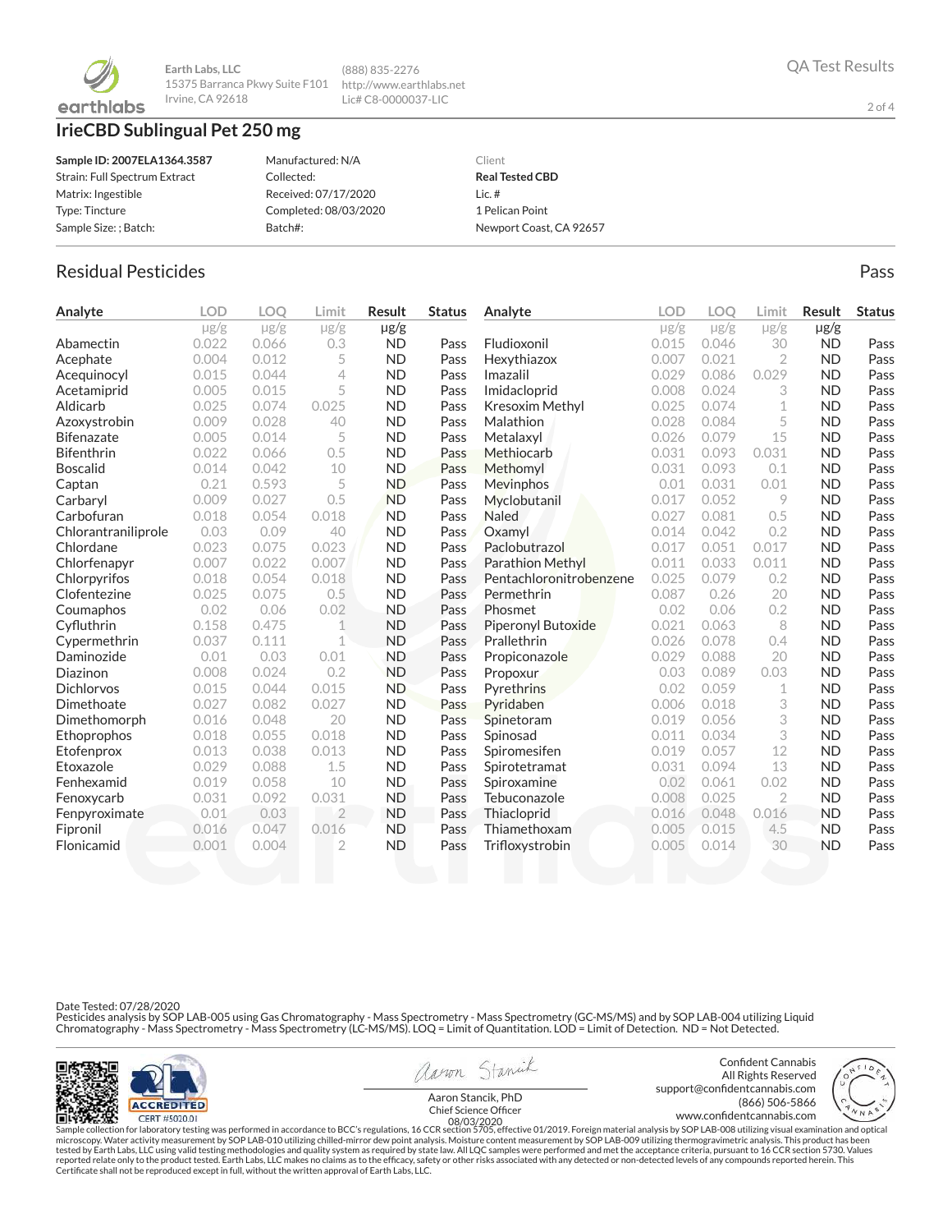Earth Labs, LLC
15375 Barranca Pkwy Suite F101
Irvine, CA 92618

(888) 835-2276
http://www.earthlabs.net
Lic# C8-0000037-LIC

QA Test Results

# IrieCBD Sublingual Pet 250 mg

| | | |
|---|---|---|
| **Sample ID: 2007ELA1364.3587** | Manufactured: N/A | Client |
| Strain: Full Spectrum Extract | Collected: | **Real Tested CBD** |
| Matrix: Ingestible | Received: 07/17/2020 | Lic. # |
| Type: Tincture | Completed: 08/03/2020 | 1 Pelican Point |
| Sample Size: ; Batch: | Batch#: | Newport Coast, CA 92657 |

## Residual Pesticides

Pass

| Analyte | LOD μg/g | LOQ μg/g | Limit μg/g | Result μg/g | Status |
|---|---|---|---|---|---|
| Abamectin | 0.022 | 0.066 | 0.3 | ND | Pass |
| Acephate | 0.004 | 0.012 | 5 | ND | Pass |
| Acequinocyl | 0.015 | 0.044 | 4 | ND | Pass |
| Acetamiprid | 0.005 | 0.015 | 5 | ND | Pass |
| Aldicarb | 0.025 | 0.074 | 0.025 | ND | Pass |
| Azoxystrobin | 0.009 | 0.028 | 40 | ND | Pass |
| Bifenazate | 0.005 | 0.014 | 5 | ND | Pass |
| Bifenthrin | 0.022 | 0.066 | 0.5 | ND | Pass |
| Boscalid | 0.014 | 0.042 | 10 | ND | Pass |
| Captan | 0.21 | 0.593 | 5 | ND | Pass |
| Carbaryl | 0.009 | 0.027 | 0.5 | ND | Pass |
| Carbofuran | 0.018 | 0.054 | 0.018 | ND | Pass |
| Chlorantraniliprole | 0.03 | 0.09 | 40 | ND | Pass |
| Chlordane | 0.023 | 0.075 | 0.023 | ND | Pass |
| Chlorfenapyr | 0.007 | 0.022 | 0.007 | ND | Pass |
| Chlorpyrifos | 0.018 | 0.054 | 0.018 | ND | Pass |
| Clofentezine | 0.025 | 0.075 | 0.5 | ND | Pass |
| Coumaphos | 0.02 | 0.06 | 0.02 | ND | Pass |
| Cyfluthrin | 0.158 | 0.475 | 1 | ND | Pass |
| Cypermethrin | 0.037 | 0.111 | 1 | ND | Pass |
| Daminozide | 0.01 | 0.03 | 0.01 | ND | Pass |
| Diazinon | 0.008 | 0.024 | 0.2 | ND | Pass |
| Dichlorvos | 0.015 | 0.044 | 0.015 | ND | Pass |
| Dimethoate | 0.027 | 0.082 | 0.027 | ND | Pass |
| Dimethomorph | 0.016 | 0.048 | 20 | ND | Pass |
| Ethoprophos | 0.018 | 0.055 | 0.018 | ND | Pass |
| Etofenprox | 0.013 | 0.038 | 0.013 | ND | Pass |
| Etoxazole | 0.029 | 0.088 | 1.5 | ND | Pass |
| Fenhexamid | 0.019 | 0.058 | 10 | ND | Pass |
| Fenoxycarb | 0.031 | 0.092 | 0.031 | ND | Pass |
| Fenpyroximate | 0.01 | 0.03 | 2 | ND | Pass |
| Fipronil | 0.016 | 0.047 | 0.016 | ND | Pass |
| Flonicamid | 0.001 | 0.004 | 2 | ND | Pass |
| Fludioxonil | 0.015 | 0.046 | 30 | ND | Pass |
| Hexythiazox | 0.007 | 0.021 | 2 | ND | Pass |
| Imazalil | 0.029 | 0.086 | 0.029 | ND | Pass |
| Imidacloprid | 0.008 | 0.024 | 3 | ND | Pass |
| Kresoxim Methyl | 0.025 | 0.074 | 1 | ND | Pass |
| Malathion | 0.028 | 0.084 | 5 | ND | Pass |
| Metalaxyl | 0.026 | 0.079 | 15 | ND | Pass |
| Methiocarb | 0.031 | 0.093 | 0.031 | ND | Pass |
| Methomyl | 0.031 | 0.093 | 0.1 | ND | Pass |
| Mevinphos | 0.01 | 0.031 | 0.01 | ND | Pass |
| Myclobutanil | 0.017 | 0.052 | 9 | ND | Pass |
| Naled | 0.027 | 0.081 | 0.5 | ND | Pass |
| Oxamyl | 0.014 | 0.042 | 0.2 | ND | Pass |
| Paclobutrazol | 0.017 | 0.051 | 0.017 | ND | Pass |
| Parathion Methyl | 0.011 | 0.033 | 0.011 | ND | Pass |
| Pentachloronitrobenzene | 0.025 | 0.079 | 0.2 | ND | Pass |
| Permethrin | 0.087 | 0.26 | 20 | ND | Pass |
| Phosmet | 0.02 | 0.06 | 0.2 | ND | Pass |
| Piperonyl Butoxide | 0.021 | 0.063 | 8 | ND | Pass |
| Prallethrin | 0.026 | 0.078 | 0.4 | ND | Pass |
| Propiconazole | 0.029 | 0.088 | 20 | ND | Pass |
| Propoxur | 0.03 | 0.089 | 0.03 | ND | Pass |
| Pyrethrins | 0.02 | 0.059 | 1 | ND | Pass |
| Pyridaben | 0.006 | 0.018 | 3 | ND | Pass |
| Spinetoram | 0.019 | 0.056 | 3 | ND | Pass |
| Spinosad | 0.011 | 0.034 | 3 | ND | Pass |
| Spiromesifen | 0.019 | 0.057 | 12 | ND | Pass |
| Spirotetramat | 0.031 | 0.094 | 13 | ND | Pass |
| Spiroxamine | 0.02 | 0.061 | 0.02 | ND | Pass |
| Tebuconazole | 0.008 | 0.025 | 2 | ND | Pass |
| Thiacloprid | 0.016 | 0.048 | 0.016 | ND | Pass |
| Thiamethoxam | 0.005 | 0.015 | 4.5 | ND | Pass |
| Trifloxystrobin | 0.005 | 0.014 | 30 | ND | Pass |

Date Tested: 07/28/2020
Pesticides analysis by SOP LAB-005 using Gas Chromatography - Mass Spectrometry - Mass Spectrometry (GC-MS/MS) and by SOP LAB-004 utilizing Liquid Chromatography - Mass Spectrometry - Mass Spectrometry (LC-MS/MS). LOQ = Limit of Quantitation. LOD = Limit of Detection. ND = Not Detected.

ACCREDITED CERT #5020.01

Aaron Stancik, PhD
Chief Science Officer
08/03/2020

Confident Cannabis
All Rights Reserved
support@confidentcannabis.com
(866) 506-5866
www.confidentcannabis.com

Sample collection for laboratory testing was performed in accordance to BCC's regulations, 16 CCR section 5705, effective 01/2019. Foreign material analysis by SOP LAB-008 utilizing visual examination and optical microscopy. Water activity measurement by SOP LAB-010 utilizing chilled-mirror dew point analysis. Moisture content measurement by SOP LAB-009 utilizing thermogravimetric analysis. This product has been tested by Earth Labs, LLC using valid testing methodologies and quality system as required by state law. All LQC samples were performed and met the acceptance criteria, pursuant to 16 CCR section 5730. Values reported relate only to the product tested. Earth Labs, LLC makes no claims as to the efficacy, safety or other risks associated with any detected or non-detected levels of any compounds reported herein. This Certificate shall not be reproduced except in full, without the written approval of Earth Labs, LLC.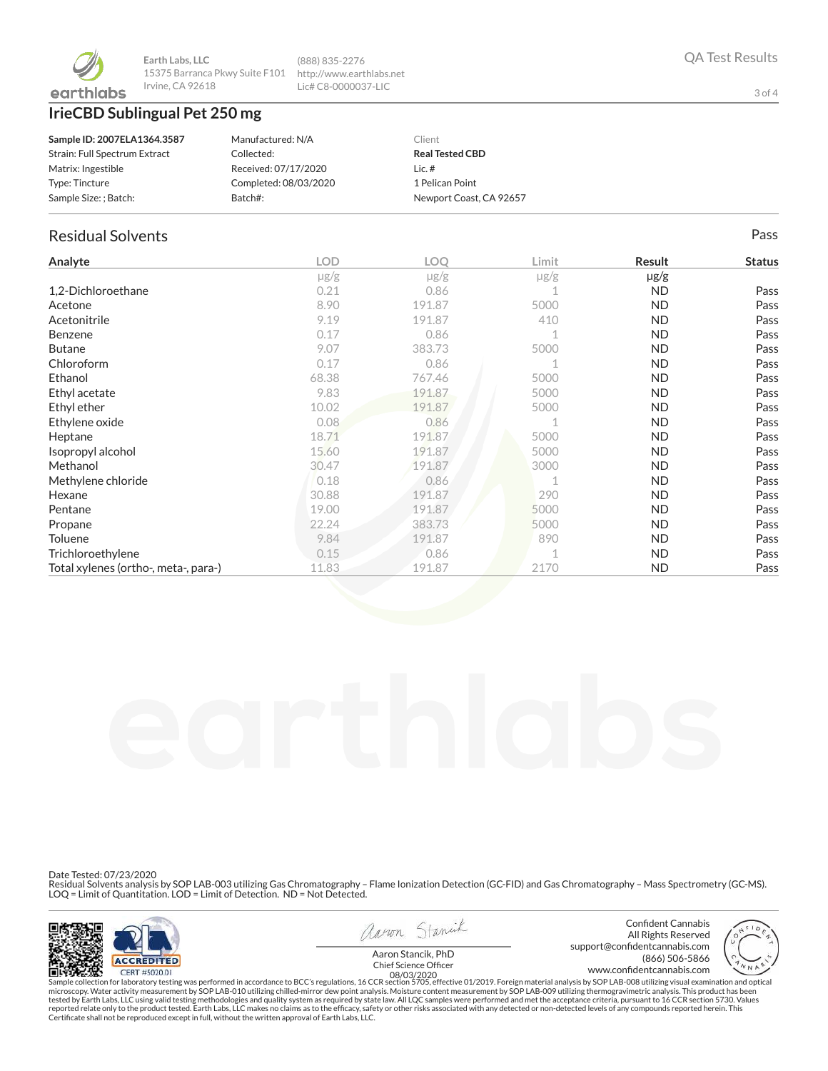Earth Labs, LLC
15375 Barranca Pkwy Suite F101
Irvine, CA 92618

(888) 835-2276
http://www.earthlabs.net
Lic# C8-0000037-LIC

QA Test Results

# IrieCBD Sublingual Pet 250 mg

| | | |
|---|---|---|
| **Sample ID: 2007ELA1364.3587** | Manufactured: N/A | Client |
| Strain: Full Spectrum Extract | Collected: | **Real Tested CBD** |
| Matrix: Ingestible | Received: 07/17/2020 | Lic. # |
| Type: Tincture | Completed: 08/03/2020 | 1 Pelican Point |
| Sample Size: ; Batch: | Batch#: | Newport Coast, CA 92657 |

## Residual Solvents

Pass

| Analyte | LOD | LOQ | Limit | Result | Status |
|---|---|---|---|---|---|
| | μg/g | μg/g | μg/g | μg/g | |
| 1,2-Dichloroethane | 0.21 | 0.86 | 1 | ND | Pass |
| Acetone | 8.90 | 191.87 | 5000 | ND | Pass |
| Acetonitrile | 9.19 | 191.87 | 410 | ND | Pass |
| Benzene | 0.17 | 0.86 | 1 | ND | Pass |
| Butane | 9.07 | 383.73 | 5000 | ND | Pass |
| Chloroform | 0.17 | 0.86 | 1 | ND | Pass |
| Ethanol | 68.38 | 767.46 | 5000 | ND | Pass |
| Ethyl acetate | 9.83 | 191.87 | 5000 | ND | Pass |
| Ethyl ether | 10.02 | 191.87 | 5000 | ND | Pass |
| Ethylene oxide | 0.08 | 0.86 | 1 | ND | Pass |
| Heptane | 18.71 | 191.87 | 5000 | ND | Pass |
| Isopropyl alcohol | 15.60 | 191.87 | 5000 | ND | Pass |
| Methanol | 30.47 | 191.87 | 3000 | ND | Pass |
| Methylene chloride | 0.18 | 0.86 | 1 | ND | Pass |
| Hexane | 30.88 | 191.87 | 290 | ND | Pass |
| Pentane | 19.00 | 191.87 | 5000 | ND | Pass |
| Propane | 22.24 | 383.73 | 5000 | ND | Pass |
| Toluene | 9.84 | 191.87 | 890 | ND | Pass |
| Trichloroethylene | 0.15 | 0.86 | 1 | ND | Pass |
| Total xylenes (ortho-, meta-, para-) | 11.83 | 191.87 | 2170 | ND | Pass |

Date Tested: 07/23/2020
Residual Solvents analysis by SOP LAB-003 utilizing Gas Chromatography – Flame Ionization Detection (GC-FID) and Gas Chromatography – Mass Spectrometry (GC-MS).
LOQ = Limit of Quantitation. LOD = Limit of Detection. ND = Not Detected.

ACCREDITED CERT #5020.01

Aaron Stancik, PhD
Chief Science Officer
08/03/2020

Confident Cannabis
All Rights Reserved
support@confidentcannabis.com
(866) 506-5866
www.confidentcannabis.com

Sample collection for laboratory testing was performed in accordance to BCC's regulations, 16 CCR section 5705, effective 01/2019. Foreign material analysis by SOP LAB-008 utilizing visual examination and optical microscopy. Water activity measurement by SOP LAB-010 utilizing chilled-mirror dew point analysis. Moisture content measurement by SOP LAB-009 utilizing thermogravimetric analysis. This product has been tested by Earth Labs, LLC using valid testing methodologies and quality system as required by state law. All LQC samples were performed and met the acceptance criteria, pursuant to 16 CCR section 5730. Values reported relate only to the product tested. Earth Labs, LLC makes no claims as to the efficacy, safety or other risks associated with any detected or non-detected levels of any compounds reported herein. This Certificate shall not be reproduced except in full, without the written approval of Earth Labs, LLC.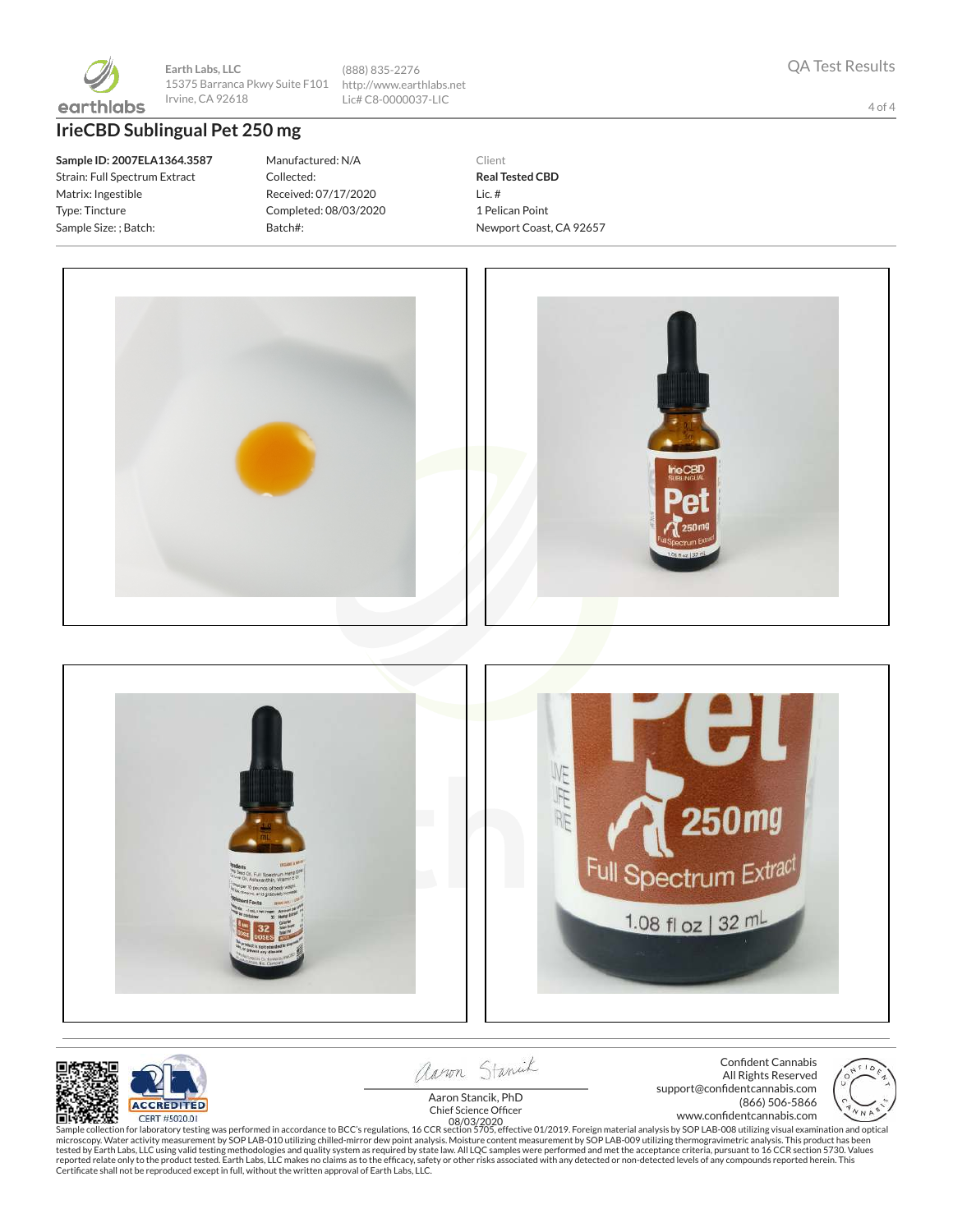Earth Labs, LLC
15375 Barranca Pkwy Suite F101
Irvine, CA 92618

(888) 835-2276
http://www.earthlabs.net
Lic# C8-0000037-LIC

QA Test Results

## IrieCBD Sublingual Pet 250 mg

**Sample ID: 2007ELA1364.3587**
Strain: Full Spectrum Extract
Matrix: Ingestible
Type: Tincture
Sample Size: ; Batch:

Manufactured: N/A
Collected:
Received: 07/17/2020
Completed: 08/03/2020
Batch#:

Client
**Real Tested CBD**
Lic. #
1 Pelican Point
Newport Coast, CA 92657

Aaron Stancik, PhD
Chief Science Officer
08/03/2020

Confident Cannabis
All Rights Reserved
support@confidentcannabis.com
(866) 506-5866
www.confidentcannabis.com

Sample collection for laboratory testing was performed in accordance to BCC's regulations, 16 CCR section 5705, effective 01/2019. Foreign material analysis by SOP LAB-008 utilizing visual examination and optical microscopy. Water activity measurement by SOP LAB-010 utilizing chilled-mirror dew point analysis. Moisture content measurement by SOP LAB-009 utilizing thermogravimetric analysis. This product has been tested by Earth Labs, LLC using valid testing methodologies and quality system as required by state law. All LQC samples were performed and met the acceptance criteria, pursuant to 16 CCR section 5730. Values reported relate only to the product tested. Earth Labs, LLC makes no claims as to the efficacy, safety or other risks associated with any detected or non-detected levels of any compounds reported herein. This Certificate shall not be reproduced except in full, without the written approval of Earth Labs, LLC.